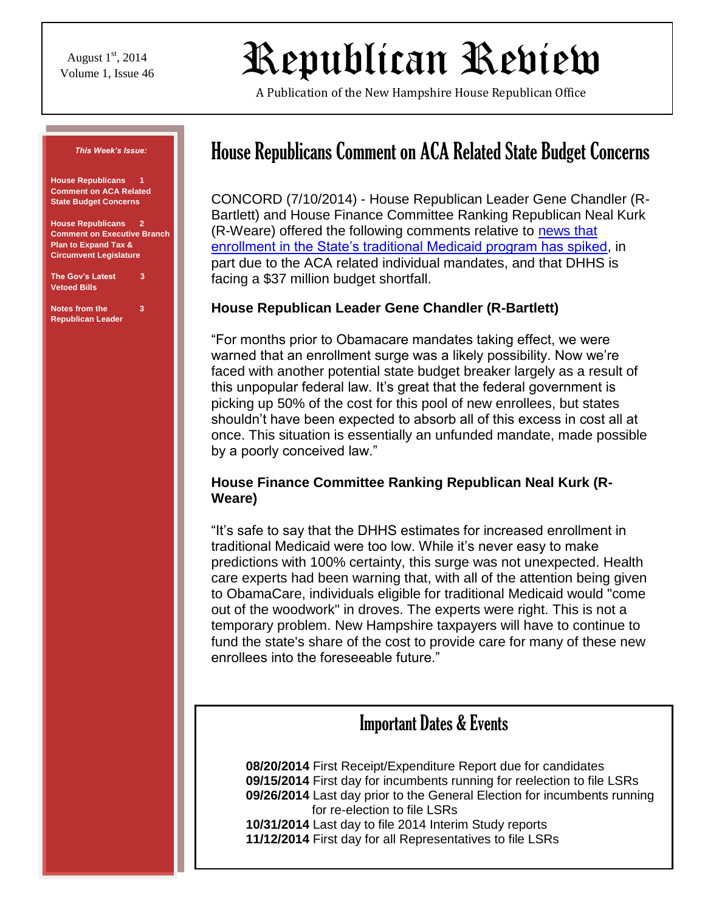August 1st, 2014
Volume 1, Issue 46

# Republican Review

A Publication of the New Hampshire House Republican Office

***This Week's Issue:***

**House Republicans Comment on ACA Related State Budget Concerns** 1

**House Republicans Comment on Executive Branch Plan to Expand Tax & Circumvent Legislature** 2

**The Gov's Latest Vetoed Bills** 3

**Notes from the Republican Leader** 3

## House Republicans Comment on ACA Related State Budget Concerns

CONCORD (7/10/2014) - House Republican Leader Gene Chandler (R-Bartlett) and House Finance Committee Ranking Republican Neal Kurk (R-Weare) offered the following comments relative to [news that enrollment in the State's traditional Medicaid program has spiked](), in part due to the ACA related individual mandates, and that DHHS is facing a $37 million budget shortfall.

**House Republican Leader Gene Chandler (R-Bartlett)**

"For months prior to Obamacare mandates taking effect, we were warned that an enrollment surge was a likely possibility. Now we're faced with another potential state budget breaker largely as a result of this unpopular federal law. It's great that the federal government is picking up 50% of the cost for this pool of new enrollees, but states shouldn't have been expected to absorb all of this excess in cost all at once. This situation is essentially an unfunded mandate, made possible by a poorly conceived law."

**House Finance Committee Ranking Republican Neal Kurk (R-Weare)**

"It's safe to say that the DHHS estimates for increased enrollment in traditional Medicaid were too low. While it's never easy to make predictions with 100% certainty, this surge was not unexpected. Health care experts had been warning that, with all of the attention being given to ObamaCare, individuals eligible for traditional Medicaid would "come out of the woodwork" in droves. The experts were right. This is not a temporary problem. New Hampshire taxpayers will have to continue to fund the state's share of the cost to provide care for many of these new enrollees into the foreseeable future."

## Important Dates & Events

**08/20/2014** First Receipt/Expenditure Report due for candidates
**09/15/2014** First day for incumbents running for reelection to file LSRs
**09/26/2014** Last day prior to the General Election for incumbents running for re-election to file LSRs
**10/31/2014** Last day to file 2014 Interim Study reports
**11/12/2014** First day for all Representatives to file LSRs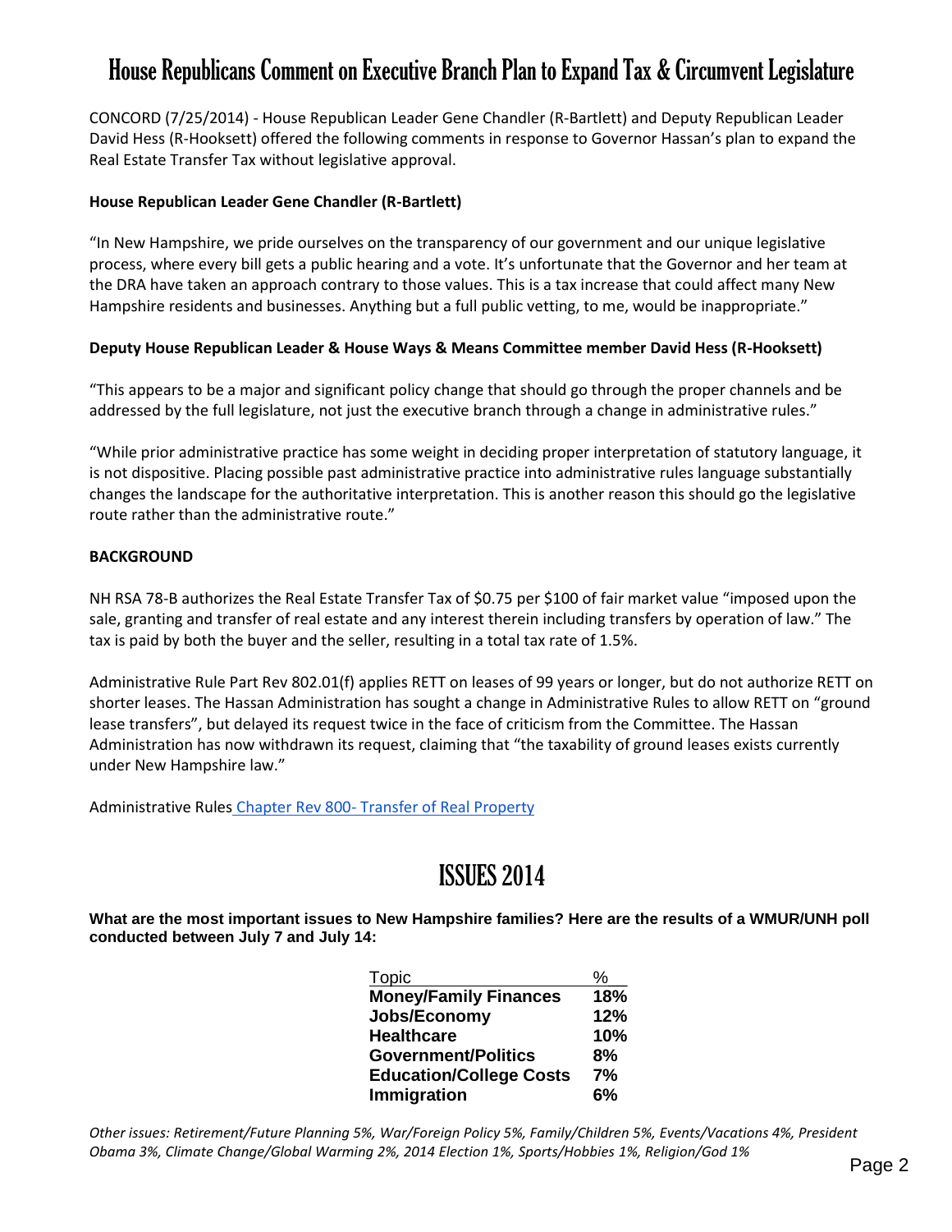# House Republicans Comment on Executive Branch Plan to Expand Tax & Circumvent Legislature

CONCORD (7/25/2014) - House Republican Leader Gene Chandler (R-Bartlett) and Deputy Republican Leader David Hess (R-Hooksett) offered the following comments in response to Governor Hassan's plan to expand the Real Estate Transfer Tax without legislative approval.

**House Republican Leader Gene Chandler (R-Bartlett)**

"In New Hampshire, we pride ourselves on the transparency of our government and our unique legislative process, where every bill gets a public hearing and a vote. It's unfortunate that the Governor and her team at the DRA have taken an approach contrary to those values. This is a tax increase that could affect many New Hampshire residents and businesses. Anything but a full public vetting, to me, would be inappropriate."

**Deputy House Republican Leader & House Ways & Means Committee member David Hess (R-Hooksett)**

"This appears to be a major and significant policy change that should go through the proper channels and be addressed by the full legislature, not just the executive branch through a change in administrative rules."

"While prior administrative practice has some weight in deciding proper interpretation of statutory language, it is not dispositive. Placing possible past administrative practice into administrative rules language substantially changes the landscape for the authoritative interpretation. This is another reason this should go the legislative route rather than the administrative route."

**BACKGROUND**

NH RSA 78-B authorizes the Real Estate Transfer Tax of $0.75 per $100 of fair market value "imposed upon the sale, granting and transfer of real estate and any interest therein including transfers by operation of law." The tax is paid by both the buyer and the seller, resulting in a total tax rate of 1.5%.

Administrative Rule Part Rev 802.01(f) applies RETT on leases of 99 years or longer, but do not authorize RETT on shorter leases. The Hassan Administration has sought a change in Administrative Rules to allow RETT on "ground lease transfers", but delayed its request twice in the face of criticism from the Committee. The Hassan Administration has now withdrawn its request, claiming that "the taxability of ground leases exists currently under New Hampshire law."

Administrative Rules Chapter Rev 800- Transfer of Real Property

# ISSUES 2014

**What are the most important issues to New Hampshire families? Here are the results of a WMUR/UNH poll conducted between July 7 and July 14:**

| Topic | % |
|---|---|
| **Money/Family Finances** | **18%** |
| **Jobs/Economy** | **12%** |
| **Healthcare** | **10%** |
| **Government/Politics** | **8%** |
| **Education/College Costs** | **7%** |
| **Immigration** | **6%** |

*Other issues: Retirement/Future Planning 5%, War/Foreign Policy 5%, Family/Children 5%, Events/Vacations 4%, President Obama 3%, Climate Change/Global Warming 2%, 2014 Election 1%, Sports/Hobbies 1%, Religion/God 1%*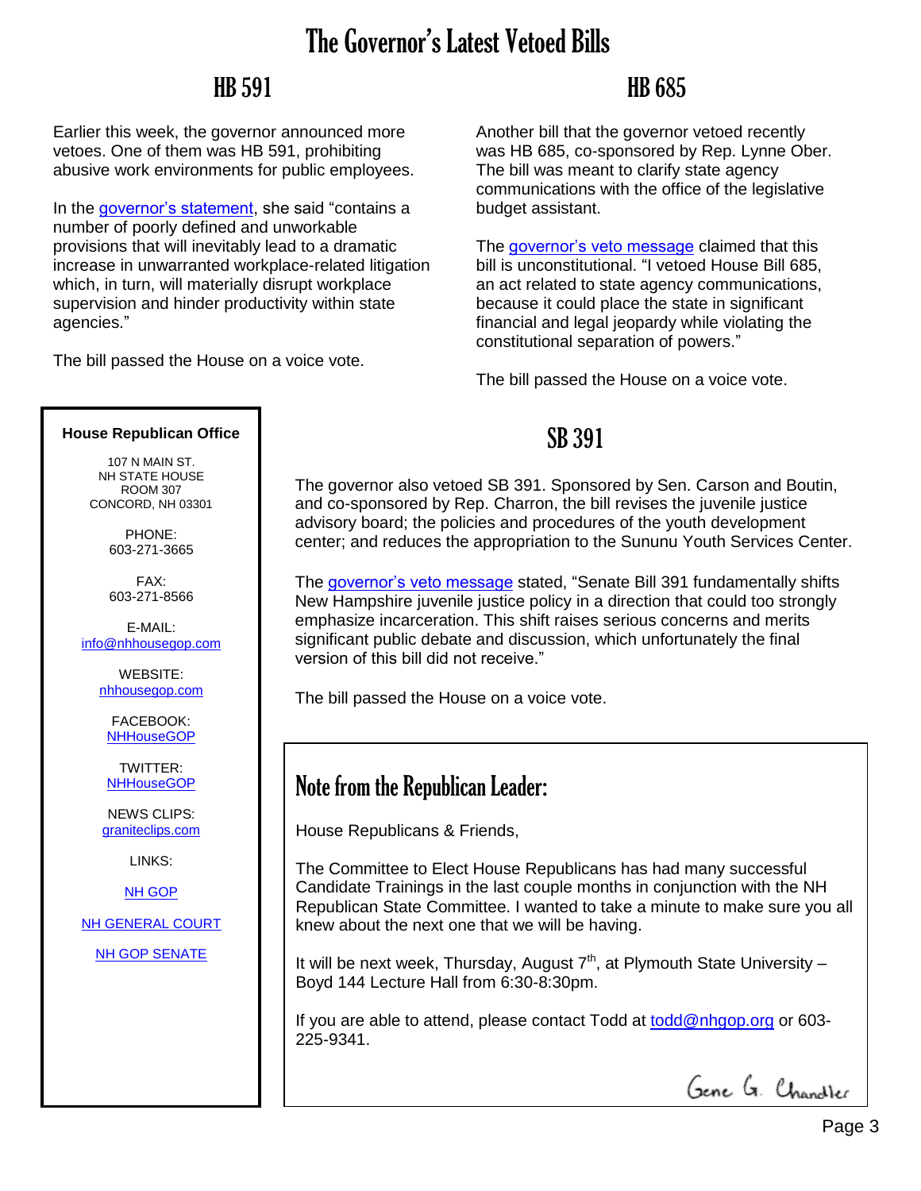# The Governor's Latest Vetoed Bills

## HB 591

Earlier this week, the governor announced more vetoes. One of them was HB 591, prohibiting abusive work environments for public employees.

In the governor's statement, she said "contains a number of poorly defined and unworkable provisions that will inevitably lead to a dramatic increase in unwarranted workplace-related litigation which, in turn, will materially disrupt workplace supervision and hinder productivity within state agencies."

The bill passed the House on a voice vote.

## HB 685

Another bill that the governor vetoed recently was HB 685, co-sponsored by Rep. Lynne Ober. The bill was meant to clarify state agency communications with the office of the legislative budget assistant.

The governor's veto message claimed that this bill is unconstitutional. "I vetoed House Bill 685, an act related to state agency communications, because it could place the state in significant financial and legal jeopardy while violating the constitutional separation of powers."

The bill passed the House on a voice vote.

## SB 391

The governor also vetoed SB 391. Sponsored by Sen. Carson and Boutin, and co-sponsored by Rep. Charron, the bill revises the juvenile justice advisory board; the policies and procedures of the youth development center; and reduces the appropriation to the Sununu Youth Services Center.

The governor's veto message stated, "Senate Bill 391 fundamentally shifts New Hampshire juvenile justice policy in a direction that could too strongly emphasize incarceration. This shift raises serious concerns and merits significant public debate and discussion, which unfortunately the final version of this bill did not receive."

The bill passed the House on a voice vote.

## Note from the Republican Leader:

House Republicans & Friends,

The Committee to Elect House Republicans has had many successful Candidate Trainings in the last couple months in conjunction with the NH Republican State Committee. I wanted to take a minute to make sure you all knew about the next one that we will be having.

It will be next week, Thursday, August 7th, at Plymouth State University – Boyd 144 Lecture Hall from 6:30-8:30pm.

If you are able to attend, please contact Todd at todd@nhgop.org or 603-225-9341.

Gene G. Chandler

---

**House Republican Office**

107 N MAIN ST.
NH STATE HOUSE
ROOM 307
CONCORD, NH 03301

PHONE:
603-271-3665

FAX:
603-271-8566

E-MAIL:
info@nhhousegop.com

WEBSITE:
nhhousegop.com

FACEBOOK:
NHHouseGOP

TWITTER:
NHHouseGOP

NEWS CLIPS:
graniteclips.com

LINKS:

NH GOP

NH GENERAL COURT

NH GOP SENATE